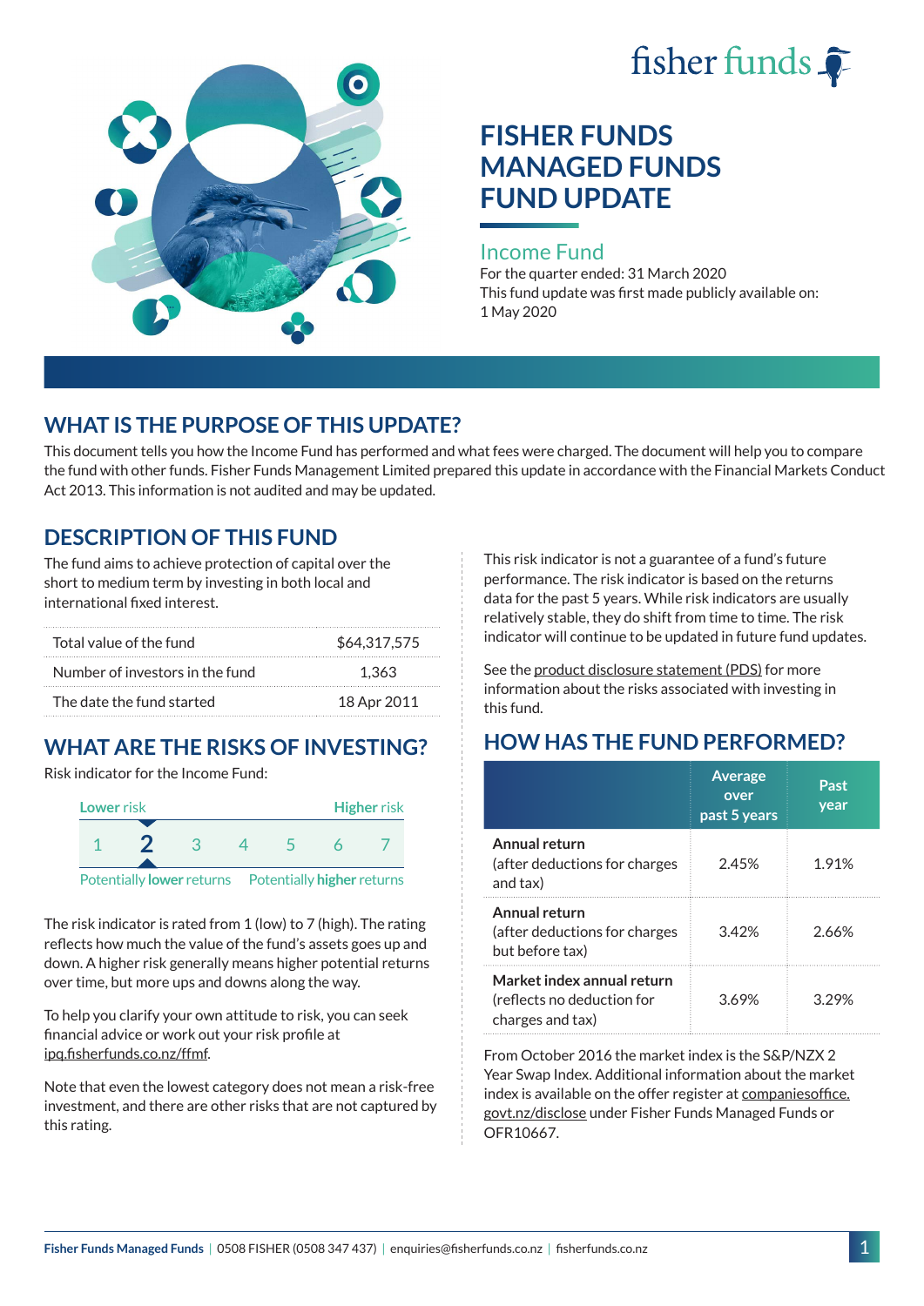fisher funds

# FISHER FUNDS MANAGED FUNDS FUND UPDATE

## Income Fund

For the quarter ended: 31 March 2020

This fund update was first made publicly available on: 1 May 2020

## WHAT IS THE PURPOSE OF THIS UPDATE?

This document tells you how the Income Fund has performed and what fees were charged. The document will help you to compare the fund with other funds. Fisher Funds Management Limited prepared this update in accordance with the Financial Markets Conduct Act 2013. This information is not audited and may be updated.

## DESCRIPTION OF THIS FUND

The fund aims to achieve protection of capital over the short to medium term by investing in both local and international fixed interest.

| | |
|---|---|
| Total value of the fund | $64,317,575 |
| Number of investors in the fund | 1,363 |
| The date the fund started | 18 Apr 2011 |

## WHAT ARE THE RISKS OF INVESTING?

Risk indicator for the Income Fund:

| Lower risk | | | | | | Higher risk |
|---|---|---|---|---|---|---|
| 1 | **2** | 3 | 4 | 5 | 6 | 7 |
| Potentially **lower** returns | | | | | | Potentially **higher** returns |

The risk indicator is rated from 1 (low) to 7 (high). The rating reflects how much the value of the fund's assets goes up and down. A higher risk generally means higher potential returns over time, but more ups and downs along the way.

To help you clarify your own attitude to risk, you can seek financial advice or work out your risk profile at ipq.fisherfunds.co.nz/ffmf.

Note that even the lowest category does not mean a risk-free investment, and there are other risks that are not captured by this rating.

This risk indicator is not a guarantee of a fund's future performance. The risk indicator is based on the returns data for the past 5 years. While risk indicators are usually relatively stable, they do shift from time to time. The risk indicator will continue to be updated in future fund updates.

See the product disclosure statement (PDS) for more information about the risks associated with investing in this fund.

## HOW HAS THE FUND PERFORMED?

| | Average over past 5 years | Past year |
|---|---|---|
| **Annual return** (after deductions for charges and tax) | 2.45% | 1.91% |
| **Annual return** (after deductions for charges but before tax) | 3.42% | 2.66% |
| **Market index annual return** (reflects no deduction for charges and tax) | 3.69% | 3.29% |

From October 2016 the market index is the S&P/NZX 2 Year Swap Index. Additional information about the market index is available on the offer register at companiesoffice.govt.nz/disclose under Fisher Funds Managed Funds or OFR10667.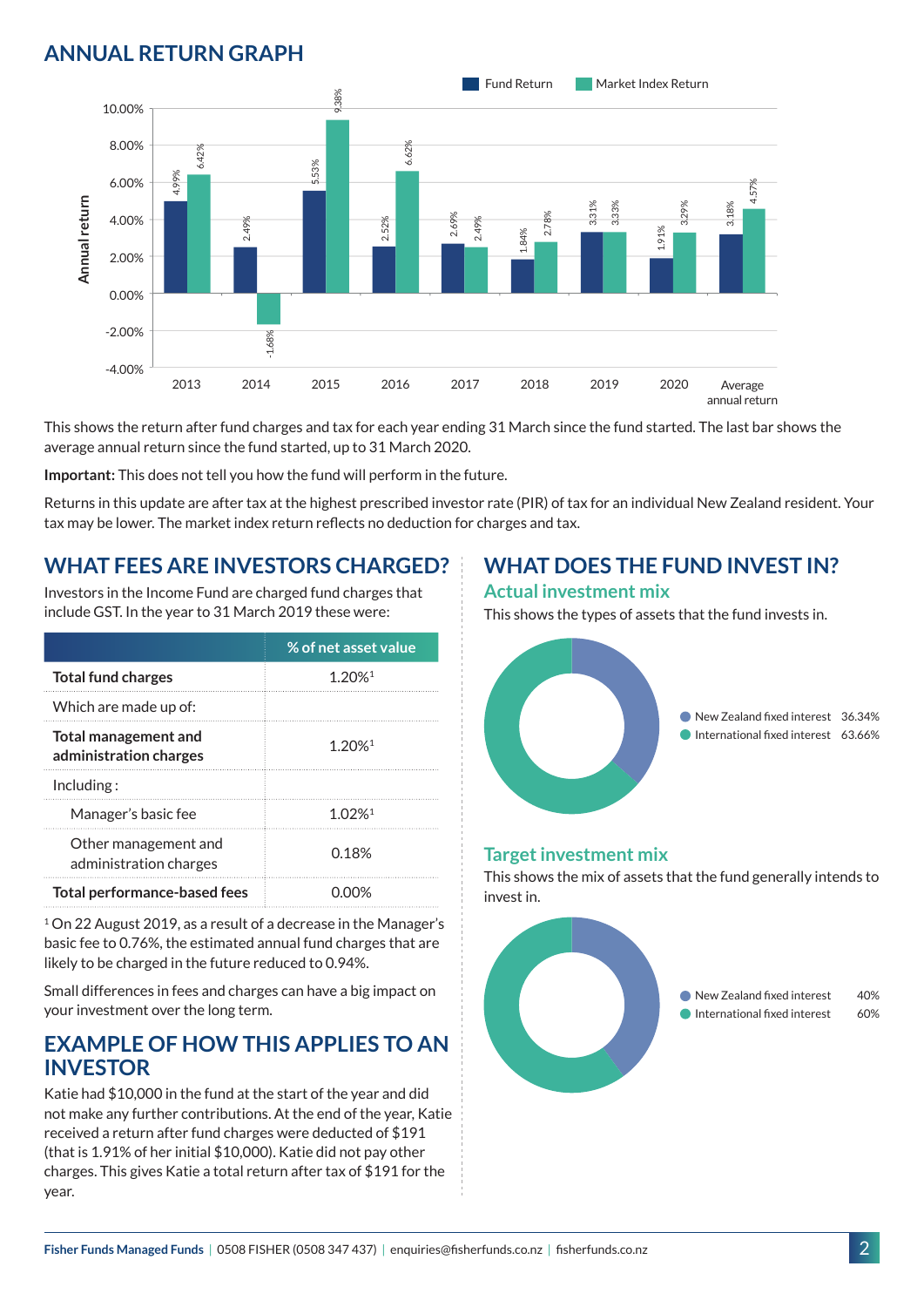## ANNUAL RETURN GRAPH

| Year | Fund Return | Market Index Return |
|---|---|---|
| 2013 | 4.99% | 6.42% |
| 2014 | 2.49% | -1.68% |
| 2015 | 5.53% | 9.38% |
| 2016 | 2.52% | 6.62% |
| 2017 | 2.69% | 2.49% |
| 2018 | 1.84% | 2.78% |
| 2019 | 3.31% | 3.33% |
| 2020 | 1.91% | 3.29% |
| Average annual return | 3.18% | 4.57% |

This shows the return after fund charges and tax for each year ending 31 March since the fund started. The last bar shows the average annual return since the fund started, up to 31 March 2020.

**Important:** This does not tell you how the fund will perform in the future.

Returns in this update are after tax at the highest prescribed investor rate (PIR) of tax for an individual New Zealand resident. Your tax may be lower. The market index return reflects no deduction for charges and tax.

## WHAT FEES ARE INVESTORS CHARGED?

Investors in the Income Fund are charged fund charges that include GST. In the year to 31 March 2019 these were:

| | % of net asset value |
|---|---|
| **Total fund charges** | 1.20%[1] |
| Which are made up of: | |
| **Total management and administration charges** | 1.20%[1] |
| Including : | |
| Manager's basic fee | 1.02%[1] |
| Other management and administration charges | 0.18% |
| **Total performance-based fees** | 0.00% |

[1] On 22 August 2019, as a result of a decrease in the Manager's basic fee to 0.76%, the estimated annual fund charges that are likely to be charged in the future reduced to 0.94%.

Small differences in fees and charges can have a big impact on your investment over the long term.

## EXAMPLE OF HOW THIS APPLIES TO AN INVESTOR

Katie had $10,000 in the fund at the start of the year and did not make any further contributions. At the end of the year, Katie received a return after fund charges were deducted of $191 (that is 1.91% of her initial $10,000). Katie did not pay other charges. This gives Katie a total return after tax of $191 for the year.

## WHAT DOES THE FUND INVEST IN?

### Actual investment mix

This shows the types of assets that the fund invests in.

| Asset | % |
|---|---|
| New Zealand fixed interest | 36.34% |
| International fixed interest | 63.66% |

### Target investment mix

This shows the mix of assets that the fund generally intends to invest in.

| Asset | % |
|---|---|
| New Zealand fixed interest | 40% |
| International fixed interest | 60% |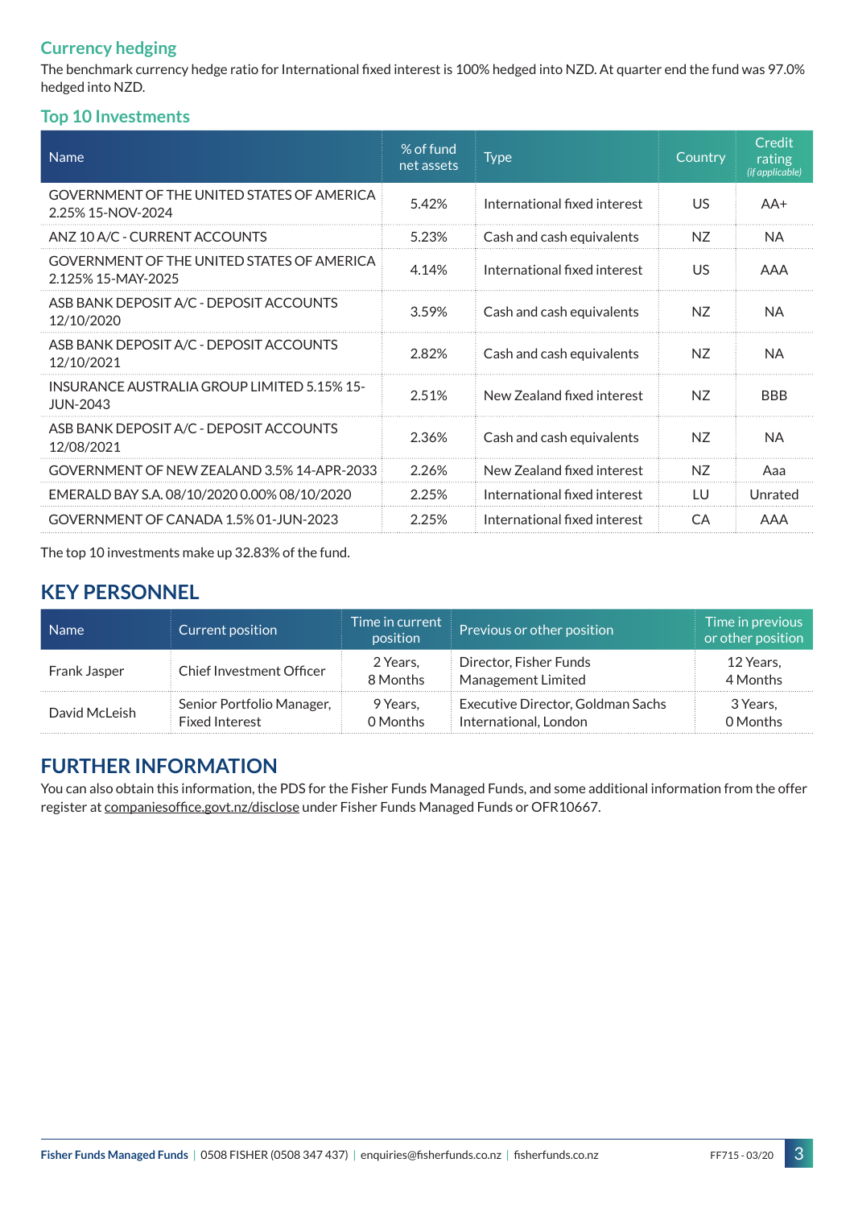## Currency hedging

The benchmark currency hedge ratio for International fixed interest is 100% hedged into NZD. At quarter end the fund was 97.0% hedged into NZD.

## Top 10 Investments

| Name | % of fund net assets | Type | Country | Credit rating *(if applicable)* |
|---|---|---|---|---|
| GOVERNMENT OF THE UNITED STATES OF AMERICA 2.25% 15-NOV-2024 | 5.42% | International fixed interest | US | AA+ |
| ANZ 10 A/C - CURRENT ACCOUNTS | 5.23% | Cash and cash equivalents | NZ | NA |
| GOVERNMENT OF THE UNITED STATES OF AMERICA 2.125% 15-MAY-2025 | 4.14% | International fixed interest | US | AAA |
| ASB BANK DEPOSIT A/C - DEPOSIT ACCOUNTS 12/10/2020 | 3.59% | Cash and cash equivalents | NZ | NA |
| ASB BANK DEPOSIT A/C - DEPOSIT ACCOUNTS 12/10/2021 | 2.82% | Cash and cash equivalents | NZ | NA |
| INSURANCE AUSTRALIA GROUP LIMITED 5.15% 15-JUN-2043 | 2.51% | New Zealand fixed interest | NZ | BBB |
| ASB BANK DEPOSIT A/C - DEPOSIT ACCOUNTS 12/08/2021 | 2.36% | Cash and cash equivalents | NZ | NA |
| GOVERNMENT OF NEW ZEALAND 3.5% 14-APR-2033 | 2.26% | New Zealand fixed interest | NZ | Aaa |
| EMERALD BAY S.A. 08/10/2020 0.00% 08/10/2020 | 2.25% | International fixed interest | LU | Unrated |
| GOVERNMENT OF CANADA 1.5% 01-JUN-2023 | 2.25% | International fixed interest | CA | AAA |

The top 10 investments make up 32.83% of the fund.

## KEY PERSONNEL

| Name | Current position | Time in current position | Previous or other position | Time in previous or other position |
|---|---|---|---|---|
| Frank Jasper | Chief Investment Officer | 2 Years, 8 Months | Director, Fisher Funds Management Limited | 12 Years, 4 Months |
| David McLeish | Senior Portfolio Manager, Fixed Interest | 9 Years, 0 Months | Executive Director, Goldman Sachs International, London | 3 Years, 0 Months |

## FURTHER INFORMATION

You can also obtain this information, the PDS for the Fisher Funds Managed Funds, and some additional information from the offer register at companiesoffice.govt.nz/disclose under Fisher Funds Managed Funds or OFR10667.